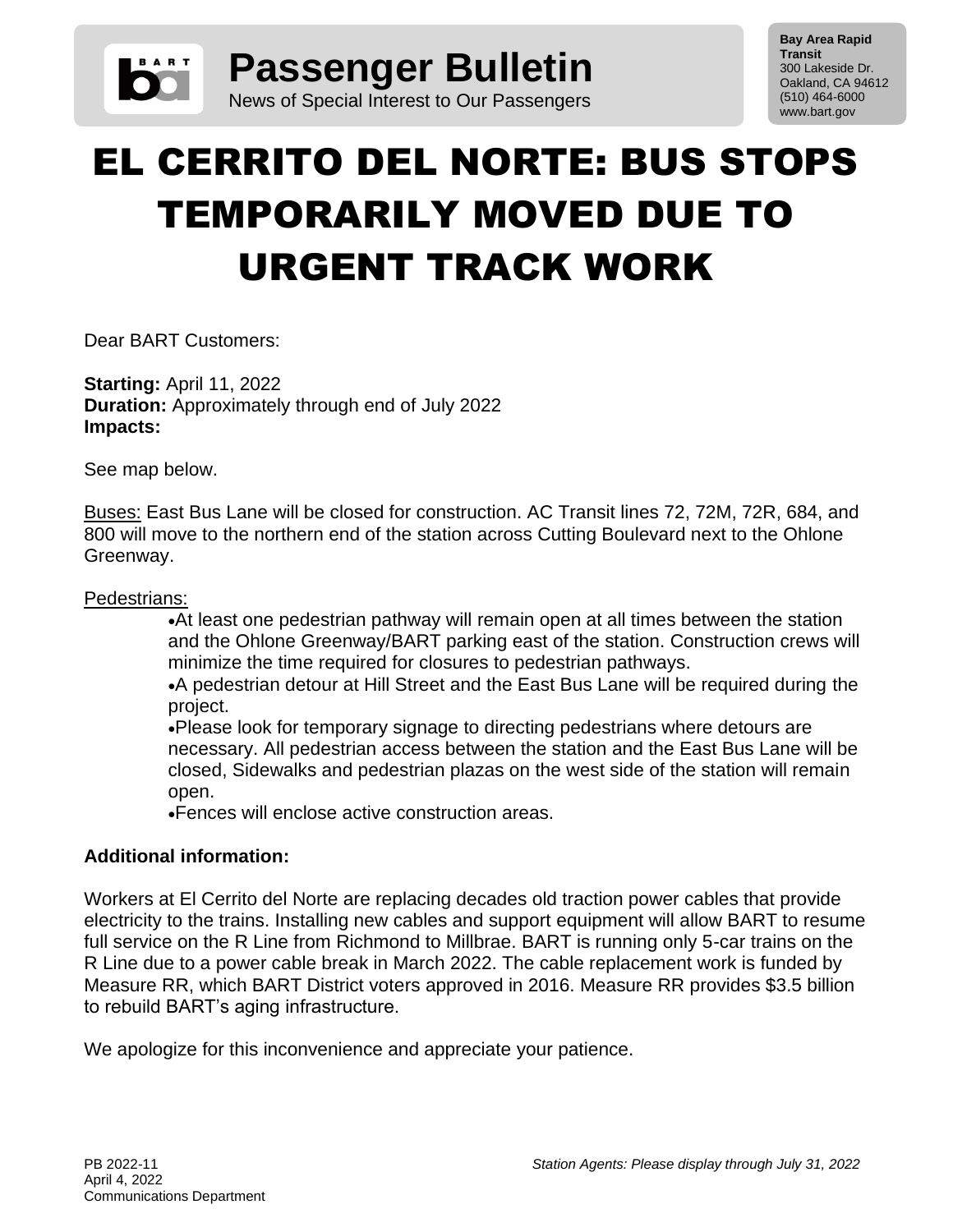# Passenger Bulletin

News of Special Interest to Our Passengers

**Bay Area Rapid Transit**
300 Lakeside Dr.
Oakland, CA 94612
(510) 464-6000
www.bart.gov

# EL CERRITO DEL NORTE: BUS STOPS TEMPORARILY MOVED DUE TO URGENT TRACK WORK

Dear BART Customers:

**Starting:** April 11, 2022
**Duration:** Approximately through end of July 2022
**Impacts:**

See map below.

Buses: East Bus Lane will be closed for construction. AC Transit lines 72, 72M, 72R, 684, and 800 will move to the northern end of the station across Cutting Boulevard next to the Ohlone Greenway.

Pedestrians:

- At least one pedestrian pathway will remain open at all times between the station and the Ohlone Greenway/BART parking east of the station. Construction crews will minimize the time required for closures to pedestrian pathways.
- A pedestrian detour at Hill Street and the East Bus Lane will be required during the project.
- Please look for temporary signage to directing pedestrians where detours are necessary. All pedestrian access between the station and the East Bus Lane will be closed, Sidewalks and pedestrian plazas on the west side of the station will remain open.
- Fences will enclose active construction areas.

**Additional information:**

Workers at El Cerrito del Norte are replacing decades old traction power cables that provide electricity to the trains. Installing new cables and support equipment will allow BART to resume full service on the R Line from Richmond to Millbrae. BART is running only 5-car trains on the R Line due to a power cable break in March 2022. The cable replacement work is funded by Measure RR, which BART District voters approved in 2016. Measure RR provides $3.5 billion to rebuild BART's aging infrastructure.

We apologize for this inconvenience and appreciate your patience.

PB 2022-11
April 4, 2022
Communications Department

*Station Agents: Please display through July 31, 2022*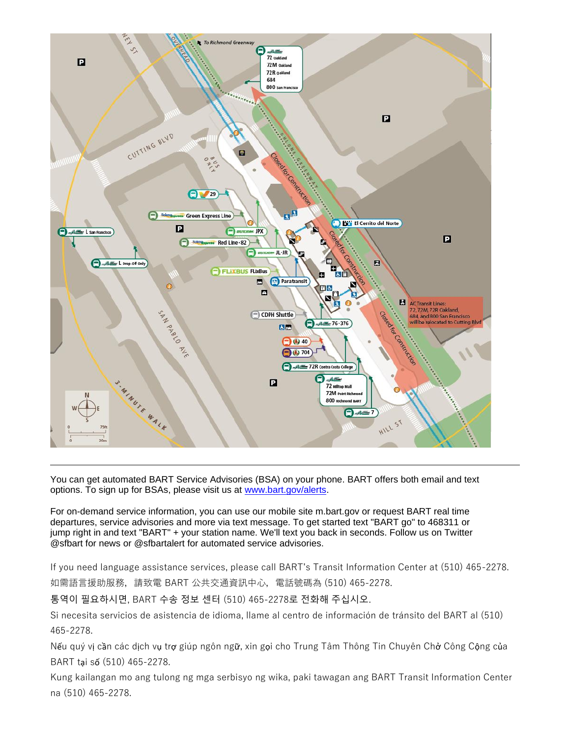You can get automated BART Service Advisories (BSA) on your phone. BART offers both email and text options. To sign up for BSAs, please visit us at www.bart.gov/alerts.

For on-demand service information, you can use our mobile site m.bart.gov or request BART real time departures, service advisories and more via text message. To get started text "BART go" to 468311 or jump right in and text "BART" + your station name. We'll text you back in seconds. Follow us on Twitter @sfbart for news or @sfbartalert for automated service advisories.

If you need language assistance services, please call BART's Transit Information Center at (510) 465-2278.

如需語言援助服務，請致電 BART 公共交通資訊中心，電話號碼為 (510) 465-2278.

통역이 필요하시면, BART 수송 정보 센터 (510) 465-2278로 전화해 주십시오.

Si necesita servicios de asistencia de idioma, llame al centro de información de tránsito del BART al (510) 465-2278.

Nếu quý vị cần các dịch vụ trợ giúp ngôn ngữ, xin gọi cho Trung Tâm Thông Tin Chuyên Chở Công Cộng của BART tại số (510) 465-2278.

Kung kailangan mo ang tulong ng mga serbisyo ng wika, paki tawagan ang BART Transit Information Center na (510) 465-2278.